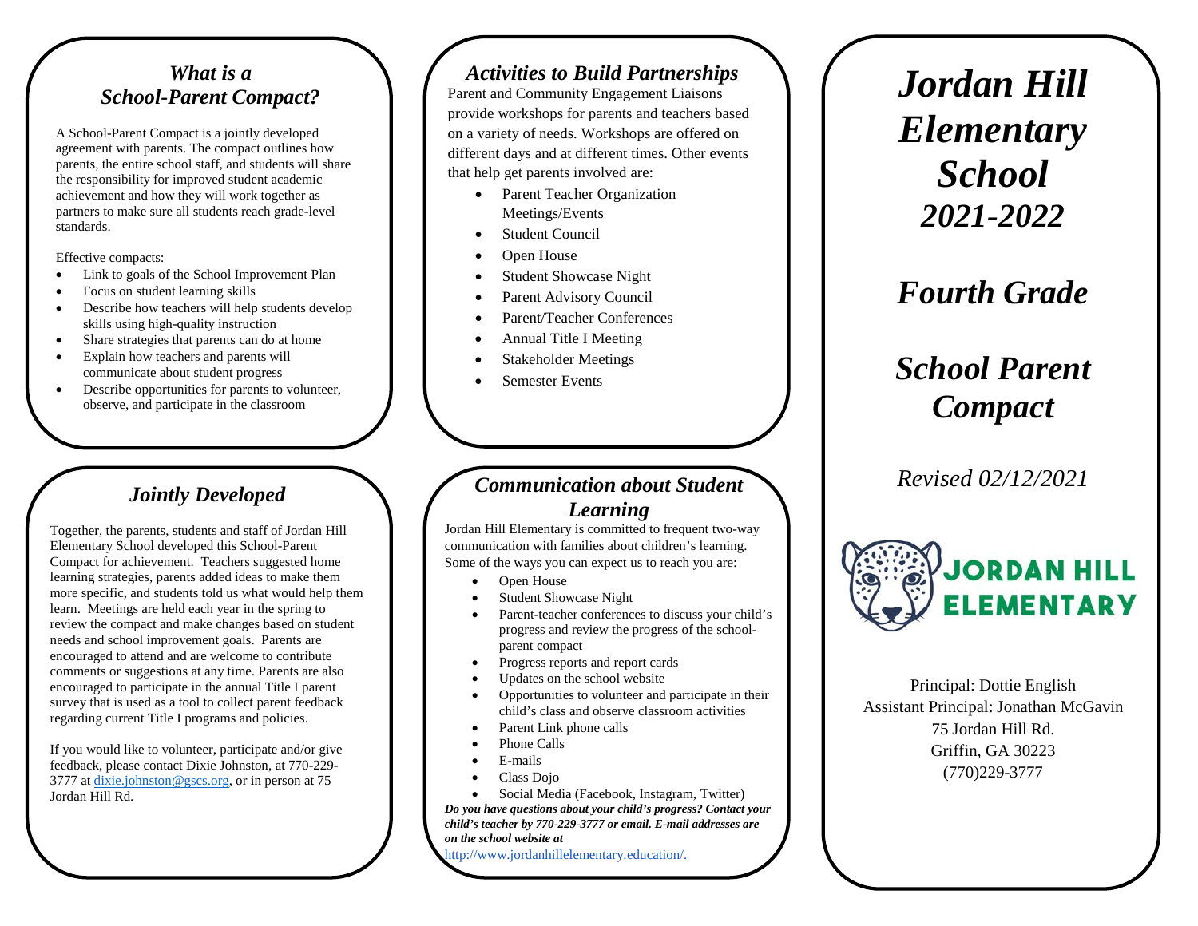## *What is a School-Parent Compact?*

A School-Parent Compact is a jointly developed agreement with parents. The compact outlines how parents, the entire school staff, and students will share the responsibility for improved student academic achievement and how they will work together as partners to make sure all students reach grade-level standards.

Effective compacts:

- Link to goals of the School Improvement Plan
- Focus on student learning skills
- Describe how teachers will help students develop skills using high-quality instruction
- Share strategies that parents can do at home
- Explain how teachers and parents will communicate about student progress
- Describe opportunities for parents to volunteer, observe, and participate in the classroom

## *Jointly Developed*

Together, the parents, students and staff of Jordan Hill Elementary School developed this School-Parent Compact for achievement. Teachers suggested home learning strategies, parents added ideas to make them more specific, and students told us what would help them learn. Meetings are held each year in the spring to review the compact and make changes based on student needs and school improvement goals. Parents are encouraged to attend and are welcome to contribute comments or suggestions at any time. Parents are also encouraged to participate in the annual Title I parent survey that is used as a tool to collect parent feedback regarding current Title I programs and policies.

If you would like to volunteer, participate and/or give feedback, please contact Dixie Johnston, at 770-229-3777 at dixie.johnston@gscs.org, or in person at 75 Jordan Hill Rd.

## *Activities to Build Partnerships*

Parent and Community Engagement Liaisons provide workshops for parents and teachers based on a variety of needs. Workshops are offered on different days and at different times. Other events that help get parents involved are:

- Parent Teacher Organization Meetings/Events
- Student Council
- Open House
- Student Showcase Night
- Parent Advisory Council
- Parent/Teacher Conferences
- Annual Title I Meeting
- Stakeholder Meetings
- Semester Events

## *Communication about Student Learning*

Jordan Hill Elementary is committed to frequent two-way communication with families about children's learning. Some of the ways you can expect us to reach you are:

- Open House
- Student Showcase Night
- Parent-teacher conferences to discuss your child's progress and review the progress of the school-parent compact
- Progress reports and report cards
- Updates on the school website
- Opportunities to volunteer and participate in their child's class and observe classroom activities
- Parent Link phone calls
- Phone Calls
- E-mails
- Class Dojo
- Social Media (Facebook, Instagram, Twitter)

***Do you have questions about your child's progress? Contact your child's teacher by 770-229-3777 or email. E-mail addresses are on the school website at*** http://www.jordanhillelementary.education/.

# *Jordan Hill Elementary School 2021-2022*

# *Fourth Grade*

# *School Parent Compact*

*Revised 02/12/2021*

JORDAN HILL ELEMENTARY

Principal: Dottie English
Assistant Principal: Jonathan McGavin
75 Jordan Hill Rd.
Griffin, GA 30223
(770)229-3777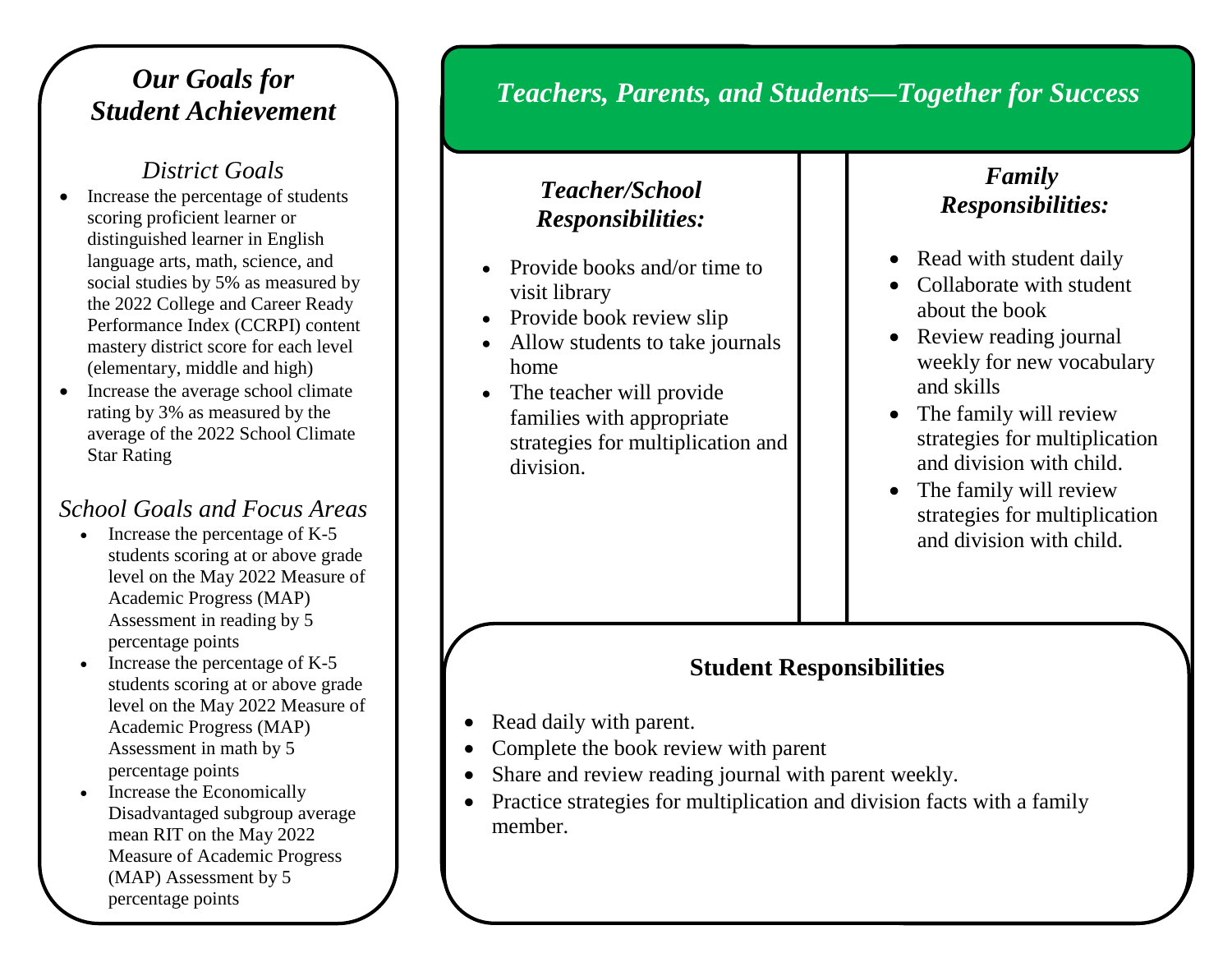## *Our Goals for Student Achievement*

### *District Goals*

- Increase the percentage of students scoring proficient learner or distinguished learner in English language arts, math, science, and social studies by 5% as measured by the 2022 College and Career Ready Performance Index (CCRPI) content mastery district score for each level (elementary, middle and high)
- Increase the average school climate rating by 3% as measured by the average of the 2022 School Climate Star Rating

### *School Goals and Focus Areas*

- Increase the percentage of K-5 students scoring at or above grade level on the May 2022 Measure of Academic Progress (MAP) Assessment in reading by 5 percentage points
- Increase the percentage of K-5 students scoring at or above grade level on the May 2022 Measure of Academic Progress (MAP) Assessment in math by 5 percentage points
- Increase the Economically Disadvantaged subgroup average mean RIT on the May 2022 Measure of Academic Progress (MAP) Assessment by 5 percentage points

## *Teachers, Parents, and Students—Together for Success*

### *Teacher/School Responsibilities:*

- Provide books and/or time to visit library
- Provide book review slip
- Allow students to take journals home
- The teacher will provide families with appropriate strategies for multiplication and division.

### *Family Responsibilities:*

- Read with student daily
- Collaborate with student about the book
- Review reading journal weekly for new vocabulary and skills
- The family will review strategies for multiplication and division with child.
- The family will review strategies for multiplication and division with child.

### **Student Responsibilities**

- Read daily with parent.
- Complete the book review with parent
- Share and review reading journal with parent weekly.
- Practice strategies for multiplication and division facts with a family member.